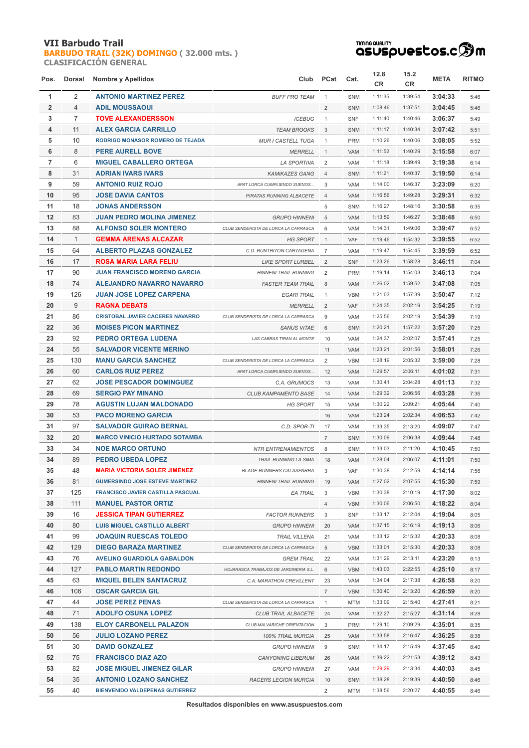# VII Barbudo Trail

## BARBUDO TRAIL (32K) DOMINGO ( 32.000 mts. )

### CLASIFICACIÓN GENERAL

asuspuestos.com

| Pos. | Dorsal | Nombre y Apellidos | Club | PCat | Cat. | 12.8 CR | 15.2 CR | META | RITMO |
|---|---|---|---|---|---|---|---|---|---|
| 1 | 2 | ANTONIO MARTINEZ PEREZ | BUFF PRO TEAM | 1 | SNM | 1:11:35 | 1:39:54 | 3:04:33 | 5:46 |
| 2 | 4 | ADIL MOUSSAOUI | | 2 | SNM | 1:08:46 | 1:37:51 | 3:04:45 | 5:46 |
| 3 | 7 | TOVE ALEXANDERSSON | ICEBUG | 1 | SNF | 1:11:40 | 1:40:46 | 3:06:37 | 5:49 |
| 4 | 11 | ALEX GARCIA CARRILLO | TEAM BROOKS | 3 | SNM | 1:11:17 | 1:40:34 | 3:07:42 | 5:51 |
| 5 | 10 | RODRIGO MONASOR ROMERO DE TEJADA | MUR I CASTELL TUGA | 1 | PRM | 1:10:26 | 1:40:06 | 3:08:05 | 5:52 |
| 6 | 8 | PERE AURELL BOVE | MERRELL | 1 | VAM | 1:11:52 | 1:40:29 | 3:15:58 | 6:07 |
| 7 | 6 | MIGUEL CABALLERO ORTEGA | LA SPORTIVA | 2 | VAM | 1:11:18 | 1:39:49 | 3:19:38 | 6:14 |
| 8 | 31 | ADRIAN IVARS IVARS | KAMIKAZES GANG | 4 | SNM | 1:11:21 | 1:40:37 | 3:19:50 | 6:14 |
| 9 | 59 | ANTONIO RUIZ ROJO | APAT LORCA CUMPLIENDO SUENOS... | 3 | VAM | 1:14:00 | 1:46:37 | 3:23:09 | 6:20 |
| 10 | 95 | JOSE DAVIA CANTOS | PIRATAS RUNNING ALBACETE | 4 | VAM | 1:16:56 | 1:49:28 | 3:29:31 | 6:32 |
| 11 | 18 | JONAS ANDERSSON | | 5 | SNM | 1:16:27 | 1:48:16 | 3:30:58 | 6:35 |
| 12 | 83 | JUAN PEDRO MOLINA JIMENEZ | GRUPO HINNENI | 5 | VAM | 1:13:59 | 1:46:27 | 3:38:48 | 6:50 |
| 13 | 88 | ALFONSO SOLER MONTERO | CLUB SENDERISTA DE LORCA LA CARRASCA | 6 | VAM | 1:14:31 | 1:49:06 | 3:39:47 | 6:52 |
| 14 | 1 | GEMMA ARENAS ALCAZAR | HG SPORT | 1 | VAF | 1:19:46 | 1:54:32 | 3:39:55 | 6:52 |
| 15 | 64 | ALBERTO PLAZAS GONZALEZ | C.D. RUNTRITON CARTAGENA | 7 | VAM | 1:19:47 | 1:54:45 | 3:39:59 | 6:52 |
| 16 | 17 | ROSA MARIA LARA FELIU | LIKE SPORT LURBEL | 2 | SNF | 1:23:26 | 1:58:28 | 3:46:11 | 7:04 |
| 17 | 90 | JUAN FRANCISCO MORENO GARCIA | HINNENI TRAIL RUNNING | 2 | PRM | 1:19:14 | 1:54:03 | 3:46:13 | 7:04 |
| 18 | 74 | ALEJANDRO NAVARRO NAVARRO | FASTER TEAM TRAIL | 8 | VAM | 1:26:02 | 1:59:52 | 3:47:08 | 7:05 |
| 19 | 126 | JUAN JOSE LOPEZ CARPENA | EGARI TRAIL | 1 | VBM | 1:21:03 | 1:57:39 | 3:50:47 | 7:12 |
| 20 | 9 | RAGNA DEBATS | MERRELL | 2 | VAF | 1:24:35 | 2:02:19 | 3:54:25 | 7:19 |
| 21 | 86 | CRISTOBAL JAVIER CACERES NAVARRO | CLUB SENDERISTA DE LORCA LA CARRASCA | 9 | VAM | 1:25:56 | 2:02:19 | 3:54:39 | 7:19 |
| 22 | 36 | MOISES PICON MARTINEZ | SANUS VITAE | 6 | SNM | 1:20:21 | 1:57:22 | 3:57:20 | 7:25 |
| 23 | 92 | PEDRO ORTEGA LUDENA | LAS CABRAS TIRAN AL MONTE | 10 | VAM | 1:24:37 | 2:02:07 | 3:57:41 | 7:25 |
| 24 | 55 | SALVADOR VICENTE MERINO | | 11 | VAM | 1:23:21 | 2:01:56 | 3:58:01 | 7:26 |
| 25 | 130 | MANU GARCIA SANCHEZ | CLUB SENDERISTA DE LORCA LA CARRASCA | 2 | VBM | 1:28:19 | 2:05:32 | 3:59:00 | 7:28 |
| 26 | 60 | CARLOS RUIZ PEREZ | APAT LORCA CUMPLIENDO SUENOS... | 12 | VAM | 1:29:57 | 2:06:11 | 4:01:02 | 7:31 |
| 27 | 62 | JOSE PESCADOR DOMINGUEZ | C.A. GRUMOCS | 13 | VAM | 1:30:41 | 2:04:28 | 4:01:13 | 7:32 |
| 28 | 69 | SERGIO PAY MINANO | CLUB KAMPAMENTO BASE | 14 | VAM | 1:29:32 | 2:06:56 | 4:03:28 | 7:36 |
| 29 | 78 | AGUSTIN LUJAN MALDONADO | HG SPORT | 15 | VAM | 1:30:22 | 2:09:21 | 4:05:44 | 7:40 |
| 30 | 53 | PACO MORENO GARCIA | | 16 | VAM | 1:23:24 | 2:02:34 | 4:06:53 | 7:42 |
| 31 | 97 | SALVADOR GUIRAO BERNAL | C.D. SPOR-TI | 17 | VAM | 1:33:35 | 2:13:20 | 4:09:07 | 7:47 |
| 32 | 20 | MARCO VINICIO HURTADO SOTAMBA | | 7 | SNM | 1:30:09 | 2:06:38 | 4:09:44 | 7:48 |
| 33 | 34 | NOE MARCO ORTUNO | NTR ENTRENAMIENTOS | 8 | SNM | 1:33:03 | 2:11:20 | 4:10:45 | 7:50 |
| 34 | 89 | PEDRO UBEDA LOPEZ | TRAIL RUNNING LA SIMA | 18 | VAM | 1:28:04 | 2:06:07 | 4:11:01 | 7:50 |
| 35 | 48 | MARIA VICTORIA SOLER JIMENEZ | BLADE RUNNERS CALASPARRA | 3 | VAF | 1:30:38 | 2:12:59 | 4:14:14 | 7:56 |
| 36 | 81 | GUMERSINDO JOSE ESTEVE MARTINEZ | HINNENI TRAIL RUNNING | 19 | VAM | 1:27:02 | 2:07:55 | 4:15:30 | 7:59 |
| 37 | 125 | FRANCISCO JAVIER CASTILLA PASCUAL | EA TRAIL | 3 | VBM | 1:30:38 | 2:10:19 | 4:17:30 | 8:02 |
| 38 | 111 | MANUEL PASTOR ORTIZ | | 4 | VBM | 1:30:06 | 2:06:50 | 4:18:22 | 8:04 |
| 39 | 16 | JESSICA TIPAN GUTIERREZ | FACTOR RUNNERS | 3 | SNF | 1:33:17 | 2:12:04 | 4:19:04 | 8:05 |
| 40 | 80 | LUIS MIGUEL CASTILLO ALBERT | GRUPO HINNENI | 20 | VAM | 1:37:15 | 2:16:19 | 4:19:13 | 8:06 |
| 41 | 99 | JOAQUIN RUESCAS TOLEDO | TRAIL VILLENA | 21 | VAM | 1:33:12 | 2:15:32 | 4:20:33 | 8:08 |
| 42 | 129 | DIEGO BARAZA MARTINEZ | CLUB SENDERISTA DE LORCA LA CARRASCA | 5 | VBM | 1:33:01 | 2:15:30 | 4:20:33 | 8:08 |
| 43 | 76 | AVELINO GUARDIOLA GABALDON | GREM TRAIL | 22 | VAM | 1:31:29 | 2:13:11 | 4:23:20 | 8:13 |
| 44 | 127 | PABLO MARTIN REDONDO | HOJARASCA TRABAJOS DE JARDINERIA S.L. | 6 | VBM | 1:43:03 | 2:22:55 | 4:25:10 | 8:17 |
| 45 | 63 | MIQUEL BELEN SANTACRUZ | C.A. MARATHON CREVILLENT | 23 | VAM | 1:34:04 | 2:17:38 | 4:26:58 | 8:20 |
| 46 | 106 | OSCAR GARCIA GIL | | 7 | VBM | 1:30:40 | 2:13:20 | 4:26:59 | 8:20 |
| 47 | 44 | JOSE PEREZ PENAS | CLUB SENDERISTA DE LORCA LA CARRASCA | 1 | MTM | 1:33:09 | 2:15:40 | 4:27:41 | 8:21 |
| 48 | 71 | ADOLFO OSUNA LOPEZ | CLUB TRAIL ALBACETE | 24 | VAM | 1:32:27 | 2:15:27 | 4:31:14 | 8:28 |
| 49 | 138 | ELOY CARBONELL PALAZON | CLUB MALVARICHE ORIENTACION | 3 | PRM | 1:29:10 | 2:09:29 | 4:35:01 | 8:35 |
| 50 | 56 | JULIO LOZANO PEREZ | 100% TRAIL MURCIA | 25 | VAM | 1:33:58 | 2:16:47 | 4:36:25 | 8:38 |
| 51 | 30 | DAVID GONZALEZ | GRUPO HINNENI | 9 | SNM | 1:34:17 | 2:15:49 | 4:37:45 | 8:40 |
| 52 | 75 | FRANCISCO DIAZ AZO | CANYONING LIBERUM | 26 | VAM | 1:39:22 | 2:21:53 | 4:39:12 | 8:43 |
| 53 | 82 | JOSE MIGUEL JIMENEZ GILAR | GRUPO HINNENI | 27 | VAM | 1:29:29 | 2:13:34 | 4:40:03 | 8:45 |
| 54 | 35 | ANTONIO LOZANO SANCHEZ | RACERS LEGION MURCIA | 10 | SNM | 1:38:28 | 2:19:39 | 4:40:50 | 8:46 |
| 55 | 40 | BIENVENIDO VALDEPENAS GUTIERREZ | | 2 | MTM | 1:38:56 | 2:20:27 | 4:40:55 | 8:46 |

Resultados disponibles en www.asuspuestos.com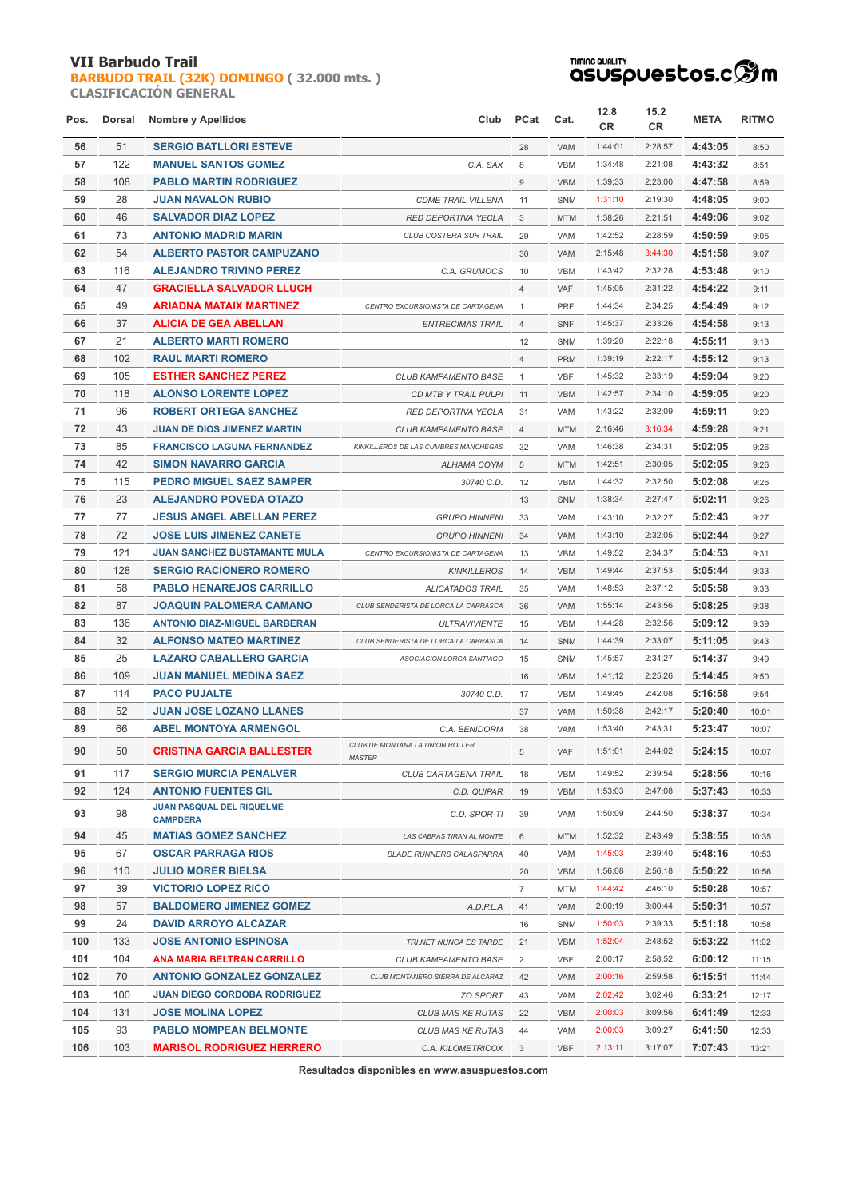# VII Barbudo Trail

## BARBUDO TRAIL (32K) DOMINGO ( 32.000 mts. )

### CLASIFICACIÓN GENERAL

| Pos. | Dorsal | Nombre y Apellidos | Club | PCat | Cat. | 12.8 CR | 15.2 CR | META | RITMO |
|---|---|---|---|---|---|---|---|---|---|
| 56 | 51 | SERGIO BATLLORI ESTEVE | | 28 | VAM | 1:44:01 | 2:28:57 | 4:43:05 | 8:50 |
| 57 | 122 | MANUEL SANTOS GOMEZ | C.A. SAX | 8 | VBM | 1:34:48 | 2:21:08 | 4:43:32 | 8:51 |
| 58 | 108 | PABLO MARTIN RODRIGUEZ | | 9 | VBM | 1:39:33 | 2:23:00 | 4:47:58 | 8:59 |
| 59 | 28 | JUAN NAVALON RUBIO | CDME TRAIL VILLENA | 11 | SNM | 1:31:10 | 2:19:30 | 4:48:05 | 9:00 |
| 60 | 46 | SALVADOR DIAZ LOPEZ | RED DEPORTIVA YECLA | 3 | MTM | 1:38:26 | 2:21:51 | 4:49:06 | 9:02 |
| 61 | 73 | ANTONIO MADRID MARIN | CLUB COSTERA SUR TRAIL | 29 | VAM | 1:42:52 | 2:28:59 | 4:50:59 | 9:05 |
| 62 | 54 | ALBERTO PASTOR CAMPUZANO | | 30 | VAM | 2:15:48 | 3:44:30 | 4:51:58 | 9:07 |
| 63 | 116 | ALEJANDRO TRIVINO PEREZ | C.A. GRUMOCS | 10 | VBM | 1:43:42 | 2:32:28 | 4:53:48 | 9:10 |
| 64 | 47 | GRACIELLA SALVADOR LLUCH | | 4 | VAF | 1:45:05 | 2:31:22 | 4:54:22 | 9:11 |
| 65 | 49 | ARIADNA MATAIX MARTINEZ | CENTRO EXCURSIONISTA DE CARTAGENA | 1 | PRF | 1:44:34 | 2:34:25 | 4:54:49 | 9:12 |
| 66 | 37 | ALICIA DE GEA ABELLAN | ENTRECIMAS TRAIL | 4 | SNF | 1:45:37 | 2:33:26 | 4:54:58 | 9:13 |
| 67 | 21 | ALBERTO MARTI ROMERO | | 12 | SNM | 1:39:20 | 2:22:18 | 4:55:11 | 9:13 |
| 68 | 102 | RAUL MARTI ROMERO | | 4 | PRM | 1:39:19 | 2:22:17 | 4:55:12 | 9:13 |
| 69 | 105 | ESTHER SANCHEZ PEREZ | CLUB KAMPAMENTO BASE | 1 | VBF | 1:45:32 | 2:33:19 | 4:59:04 | 9:20 |
| 70 | 118 | ALONSO LORENTE LOPEZ | CD MTB Y TRAIL PULPI | 11 | VBM | 1:42:57 | 2:34:10 | 4:59:05 | 9:20 |
| 71 | 96 | ROBERT ORTEGA SANCHEZ | RED DEPORTIVA YECLA | 31 | VAM | 1:43:22 | 2:32:09 | 4:59:11 | 9:20 |
| 72 | 43 | JUAN DE DIOS JIMENEZ MARTIN | CLUB KAMPAMENTO BASE | 4 | MTM | 2:16:46 | 3:16:34 | 4:59:28 | 9:21 |
| 73 | 85 | FRANCISCO LAGUNA FERNANDEZ | KINKILLEROS DE LAS CUMBRES MANCHEGAS | 32 | VAM | 1:46:38 | 2:34:31 | 5:02:05 | 9:26 |
| 74 | 42 | SIMON NAVARRO GARCIA | ALHAMA COYM | 5 | MTM | 1:42:51 | 2:30:05 | 5:02:05 | 9:26 |
| 75 | 115 | PEDRO MIGUEL SAEZ SAMPER | 30740 C.D. | 12 | VBM | 1:44:32 | 2:32:50 | 5:02:08 | 9:26 |
| 76 | 23 | ALEJANDRO POVEDA OTAZO | | 13 | SNM | 1:38:34 | 2:27:47 | 5:02:11 | 9:26 |
| 77 | 77 | JESUS ANGEL ABELLAN PEREZ | GRUPO HINNENI | 33 | VAM | 1:43:10 | 2:32:27 | 5:02:43 | 9:27 |
| 78 | 72 | JOSE LUIS JIMENEZ CANETE | GRUPO HINNENI | 34 | VAM | 1:43:10 | 2:32:05 | 5:02:44 | 9:27 |
| 79 | 121 | JUAN SANCHEZ BUSTAMANTE MULA | CENTRO EXCURSIONISTA DE CARTAGENA | 13 | VBM | 1:49:52 | 2:34:37 | 5:04:53 | 9:31 |
| 80 | 128 | SERGIO RACIONERO ROMERO | KINKILLEROS | 14 | VBM | 1:49:44 | 2:37:53 | 5:05:44 | 9:33 |
| 81 | 58 | PABLO HENAREJOS CARRILLO | ALICATADOS TRAIL | 35 | VAM | 1:48:53 | 2:37:12 | 5:05:58 | 9:33 |
| 82 | 87 | JOAQUIN PALOMERA CAMANO | CLUB SENDERISTA DE LORCA LA CARRASCA | 36 | VAM | 1:55:14 | 2:43:56 | 5:08:25 | 9:38 |
| 83 | 136 | ANTONIO DIAZ-MIGUEL BARBERAN | ULTRAVIVIENTE | 15 | VBM | 1:44:28 | 2:32:56 | 5:09:12 | 9:39 |
| 84 | 32 | ALFONSO MATEO MARTINEZ | CLUB SENDERISTA DE LORCA LA CARRASCA | 14 | SNM | 1:44:39 | 2:33:07 | 5:11:05 | 9:43 |
| 85 | 25 | LAZARO CABALLERO GARCIA | ASOCIACION LORCA SANTIAGO | 15 | SNM | 1:45:57 | 2:34:27 | 5:14:37 | 9:49 |
| 86 | 109 | JUAN MANUEL MEDINA SAEZ | | 16 | VBM | 1:41:12 | 2:25:26 | 5:14:45 | 9:50 |
| 87 | 114 | PACO PUJALTE | 30740 C.D. | 17 | VBM | 1:49:45 | 2:42:08 | 5:16:58 | 9:54 |
| 88 | 52 | JUAN JOSE LOZANO LLANES | | 37 | VAM | 1:50:38 | 2:42:17 | 5:20:40 | 10:01 |
| 89 | 66 | ABEL MONTOYA ARMENGOL | C.A. BENIDORM | 38 | VAM | 1:53:40 | 2:43:31 | 5:23:47 | 10:07 |
| 90 | 50 | CRISTINA GARCIA BALLESTER | CLUB DE MONTANA LA UNION ROLLER MASTER | 5 | VAF | 1:51:01 | 2:44:02 | 5:24:15 | 10:07 |
| 91 | 117 | SERGIO MURCIA PENALVER | CLUB CARTAGENA TRAIL | 18 | VBM | 1:49:52 | 2:39:54 | 5:28:56 | 10:16 |
| 92 | 124 | ANTONIO FUENTES GIL | C.D. QUIPAR | 19 | VBM | 1:53:03 | 2:47:08 | 5:37:43 | 10:33 |
| 93 | 98 | JUAN PASQUAL DEL RIQUELME CAMPDERA | C.D. SPOR-TI | 39 | VAM | 1:50:09 | 2:44:50 | 5:38:37 | 10:34 |
| 94 | 45 | MATIAS GOMEZ SANCHEZ | LAS CABRAS TIRAN AL MONTE | 6 | MTM | 1:52:32 | 2:43:49 | 5:38:55 | 10:35 |
| 95 | 67 | OSCAR PARRAGA RIOS | BLADE RUNNERS CALASPARRA | 40 | VAM | 1:45:03 | 2:39:40 | 5:48:16 | 10:53 |
| 96 | 110 | JULIO MORER BIELSA | | 20 | VBM | 1:56:08 | 2:56:18 | 5:50:22 | 10:56 |
| 97 | 39 | VICTORIO LOPEZ RICO | | 7 | MTM | 1:44:42 | 2:46:10 | 5:50:28 | 10:57 |
| 98 | 57 | BALDOMERO JIMENEZ GOMEZ | A.D.P.L.A | 41 | VAM | 2:00:19 | 3:00:44 | 5:50:31 | 10:57 |
| 99 | 24 | DAVID ARROYO ALCAZAR | | 16 | SNM | 1:50:03 | 2:39:33 | 5:51:18 | 10:58 |
| 100 | 133 | JOSE ANTONIO ESPINOSA | TRI.NET NUNCA ES TARDE | 21 | VBM | 1:52:04 | 2:48:52 | 5:53:22 | 11:02 |
| 101 | 104 | ANA MARIA BELTRAN CARRILLO | CLUB KAMPAMENTO BASE | 2 | VBF | 2:00:17 | 2:58:52 | 6:00:12 | 11:15 |
| 102 | 70 | ANTONIO GONZALEZ GONZALEZ | CLUB MONTANERO SIERRA DE ALCARAZ | 42 | VAM | 2:00:16 | 2:59:58 | 6:15:51 | 11:44 |
| 103 | 100 | JUAN DIEGO CORDOBA RODRIGUEZ | ZO SPORT | 43 | VAM | 2:02:42 | 3:02:46 | 6:33:21 | 12:17 |
| 104 | 131 | JOSE MOLINA LOPEZ | CLUB MAS KE RUTAS | 22 | VBM | 2:00:03 | 3:09:56 | 6:41:49 | 12:33 |
| 105 | 93 | PABLO MOMPEAN BELMONTE | CLUB MAS KE RUTAS | 44 | VAM | 2:00:03 | 3:09:27 | 6:41:50 | 12:33 |
| 106 | 103 | MARISOL RODRIGUEZ HERRERO | C.A. KILOMETRICOX | 3 | VBF | 2:13:11 | 3:17:07 | 7:07:43 | 13:21 |

Resultados disponibles en www.asuspuestos.com